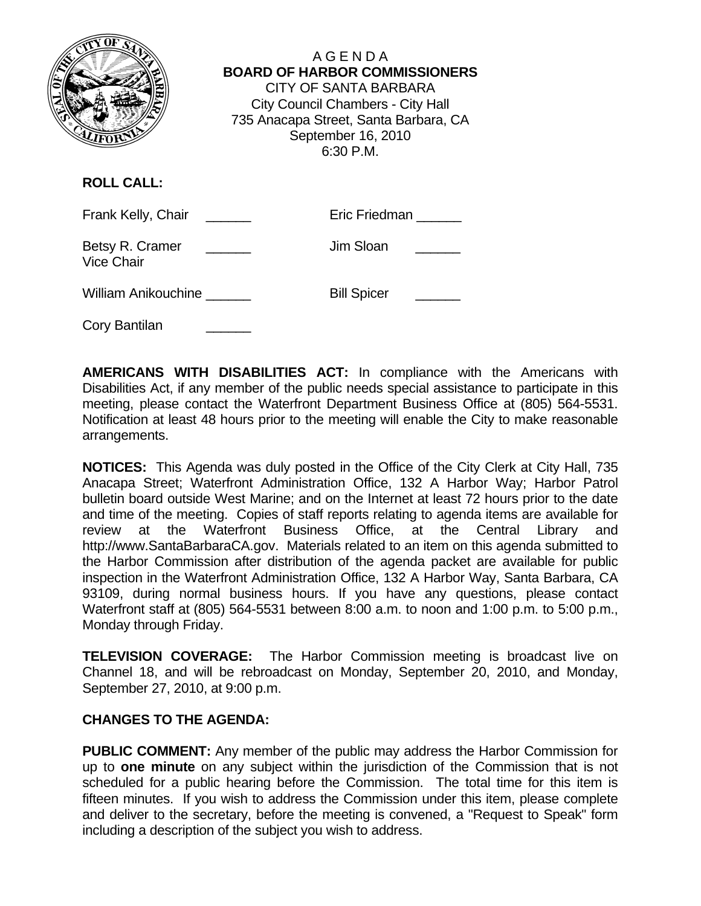# AGENDA
## BOARD OF HARBOR COMMISSIONERS

CITY OF SANTA BARBARA
City Council Chambers - City Hall
735 Anacapa Street, Santa Barbara, CA
September 16, 2010
6:30 P.M.

**ROLL CALL:**

| | | | |
|---|---|---|---|
| Frank Kelly, Chair | ______ | Eric Friedman | ______ |
| Betsy R. Cramer Vice Chair | ______ | Jim Sloan | ______ |
| William Anikouchine | ______ | Bill Spicer | ______ |
| Cory Bantilan | ______ | | |

**AMERICANS WITH DISABILITIES ACT:** In compliance with the Americans with Disabilities Act, if any member of the public needs special assistance to participate in this meeting, please contact the Waterfront Department Business Office at (805) 564-5531. Notification at least 48 hours prior to the meeting will enable the City to make reasonable arrangements.

**NOTICES:** This Agenda was duly posted in the Office of the City Clerk at City Hall, 735 Anacapa Street; Waterfront Administration Office, 132 A Harbor Way; Harbor Patrol bulletin board outside West Marine; and on the Internet at least 72 hours prior to the date and time of the meeting. Copies of staff reports relating to agenda items are available for review at the Waterfront Business Office, at the Central Library and http://www.SantaBarbaraCA.gov. Materials related to an item on this agenda submitted to the Harbor Commission after distribution of the agenda packet are available for public inspection in the Waterfront Administration Office, 132 A Harbor Way, Santa Barbara, CA 93109, during normal business hours. If you have any questions, please contact Waterfront staff at (805) 564-5531 between 8:00 a.m. to noon and 1:00 p.m. to 5:00 p.m., Monday through Friday.

**TELEVISION COVERAGE:** The Harbor Commission meeting is broadcast live on Channel 18, and will be rebroadcast on Monday, September 20, 2010, and Monday, September 27, 2010, at 9:00 p.m.

**CHANGES TO THE AGENDA:**

**PUBLIC COMMENT:** Any member of the public may address the Harbor Commission for up to **one minute** on any subject within the jurisdiction of the Commission that is not scheduled for a public hearing before the Commission. The total time for this item is fifteen minutes. If you wish to address the Commission under this item, please complete and deliver to the secretary, before the meeting is convened, a "Request to Speak" form including a description of the subject you wish to address.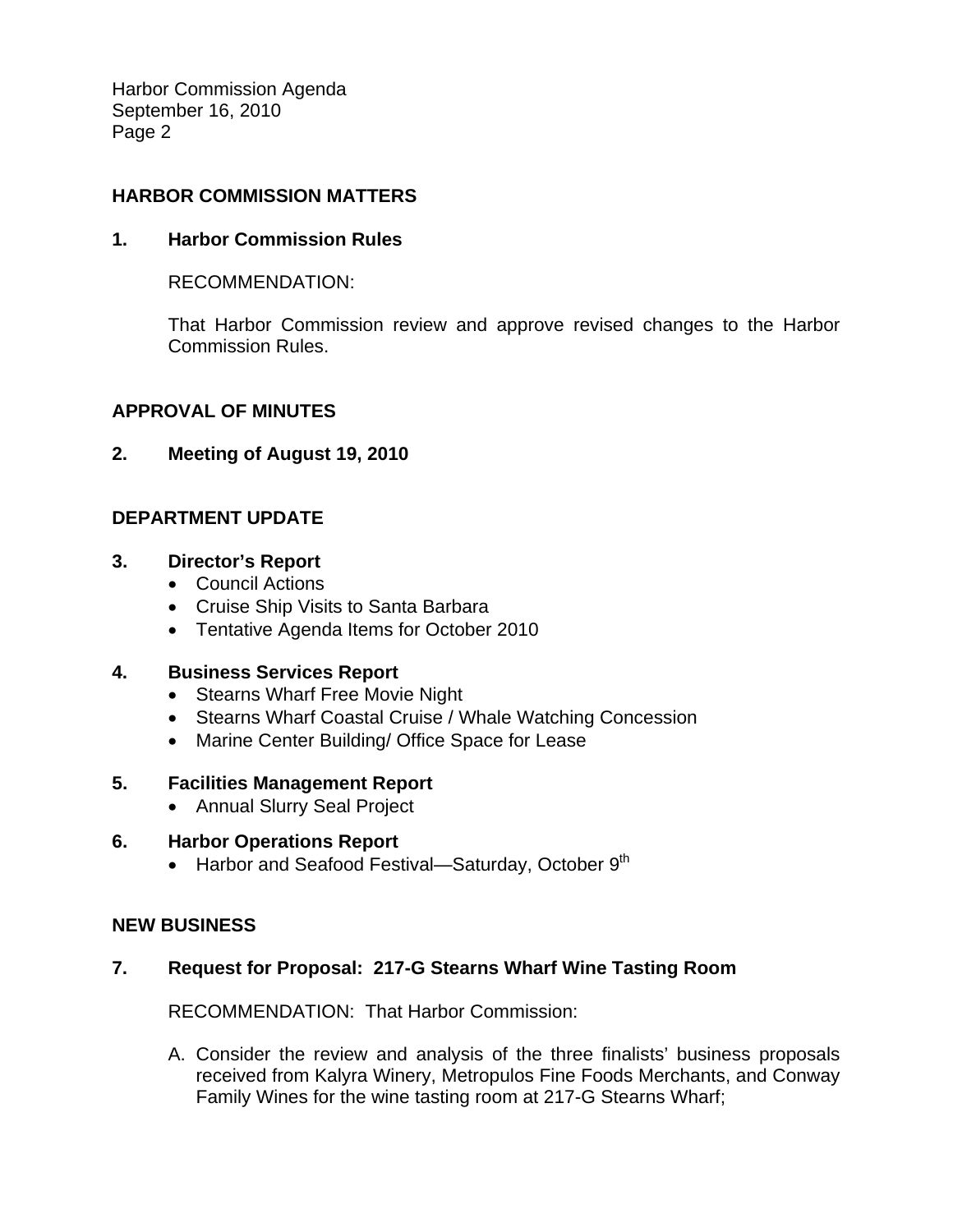## HARBOR COMMISSION MATTERS

### 1. Harbor Commission Rules

RECOMMENDATION:

That Harbor Commission review and approve revised changes to the Harbor Commission Rules.

## APPROVAL OF MINUTES

### 2. Meeting of August 19, 2010

## DEPARTMENT UPDATE

### 3. Director's Report

- Council Actions
- Cruise Ship Visits to Santa Barbara
- Tentative Agenda Items for October 2010

### 4. Business Services Report

- Stearns Wharf Free Movie Night
- Stearns Wharf Coastal Cruise / Whale Watching Concession
- Marine Center Building/ Office Space for Lease

### 5. Facilities Management Report

- Annual Slurry Seal Project

### 6. Harbor Operations Report

- Harbor and Seafood Festival—Saturday, October 9th

## NEW BUSINESS

### 7. Request for Proposal: 217-G Stearns Wharf Wine Tasting Room

RECOMMENDATION: That Harbor Commission:

A. Consider the review and analysis of the three finalists' business proposals received from Kalyra Winery, Metropulos Fine Foods Merchants, and Conway Family Wines for the wine tasting room at 217-G Stearns Wharf;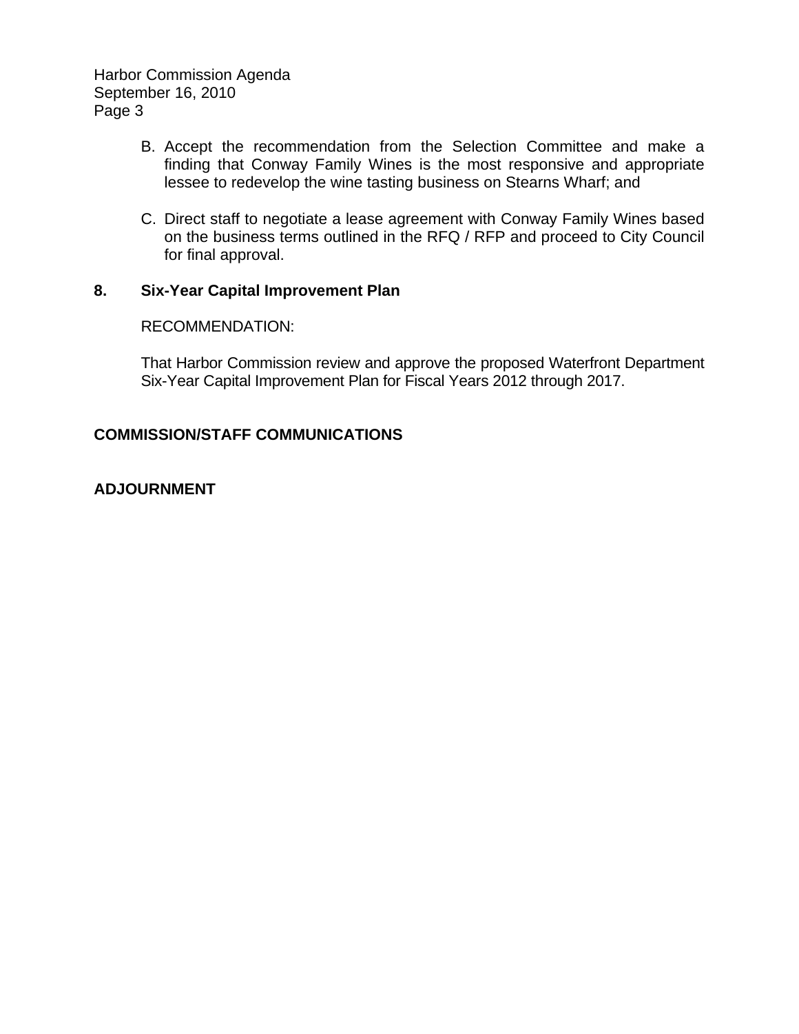B. Accept the recommendation from the Selection Committee and make a finding that Conway Family Wines is the most responsive and appropriate lessee to redevelop the wine tasting business on Stearns Wharf; and

C. Direct staff to negotiate a lease agreement with Conway Family Wines based on the business terms outlined in the RFQ / RFP and proceed to City Council for final approval.

**8. Six-Year Capital Improvement Plan**

RECOMMENDATION:

That Harbor Commission review and approve the proposed Waterfront Department Six-Year Capital Improvement Plan for Fiscal Years 2012 through 2017.

**COMMISSION/STAFF COMMUNICATIONS**

**ADJOURNMENT**